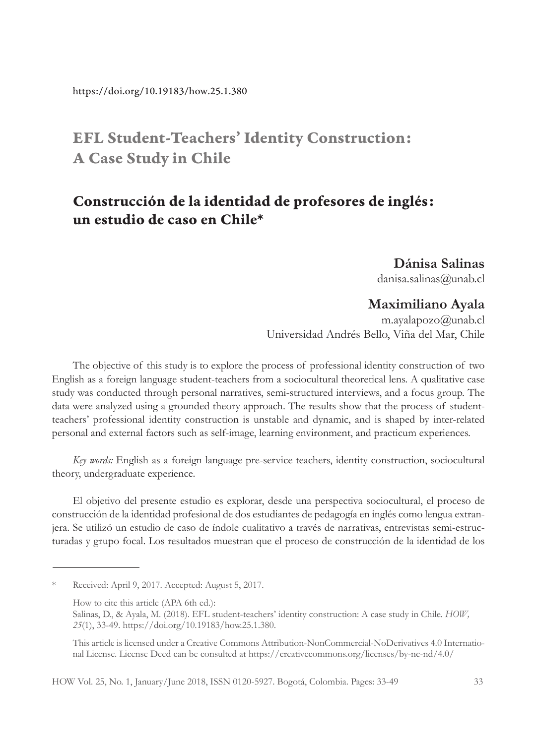https://doi.org/10.19183/how.25.1.380

# EFL Student-Teachers' Identity Construction: A Case Study in Chile

# Construcción de la identidad de profesores de inglés: un estudio de caso en Chile*

**Dánisa Salinas**
danisa.salinas@unab.cl

**Maximiliano Ayala**
m.ayalapozo@unab.cl
Universidad Andrés Bello, Viña del Mar, Chile

The objective of this study is to explore the process of professional identity construction of two English as a foreign language student-teachers from a sociocultural theoretical lens. A qualitative case study was conducted through personal narratives, semi-structured interviews, and a focus group. The data were analyzed using a grounded theory approach. The results show that the process of student-teachers' professional identity construction is unstable and dynamic, and is shaped by inter-related personal and external factors such as self-image, learning environment, and practicum experiences.

*Key words:* English as a foreign language pre-service teachers, identity construction, sociocultural theory, undergraduate experience.

El objetivo del presente estudio es explorar, desde una perspectiva sociocultural, el proceso de construcción de la identidad profesional de dos estudiantes de pedagogía en inglés como lengua extranjera. Se utilizó un estudio de caso de índole cualitativo a través de narrativas, entrevistas semi-estructuradas y grupo focal. Los resultados muestran que el proceso de construcción de la identidad de los

---

\* Received: April 9, 2017. Accepted: August 5, 2017.

How to cite this article (APA 6th ed.):
Salinas, D., & Ayala, M. (2018). EFL student-teachers' identity construction: A case study in Chile. *HOW, 25*(1), 33-49. https://doi.org/10.19183/how.25.1.380.

This article is licensed under a Creative Commons Attribution-NonCommercial-NoDerivatives 4.0 International License. License Deed can be consulted at https://creativecommons.org/licenses/by-nc-nd/4.0/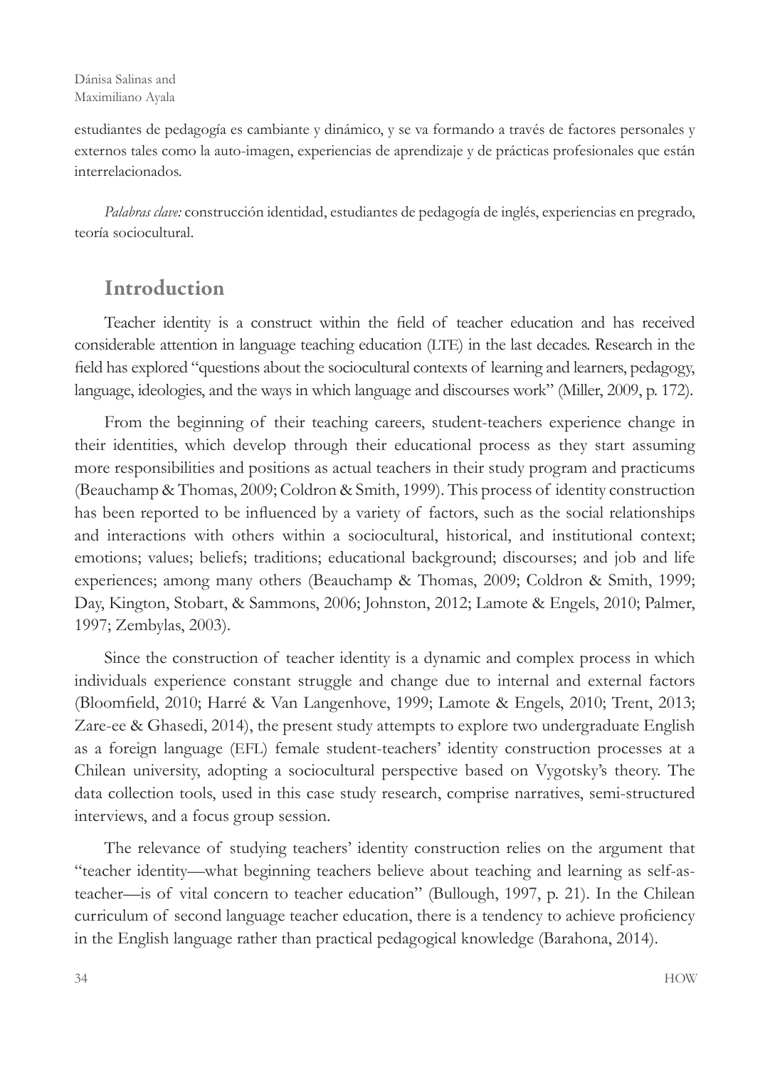estudiantes de pedagogía es cambiante y dinámico, y se va formando a través de factores personales y externos tales como la auto-imagen, experiencias de aprendizaje y de prácticas profesionales que están interrelacionados.

*Palabras clave:* construcción identidad, estudiantes de pedagogía de inglés, experiencias en pregrado, teoría sociocultural.

## Introduction

Teacher identity is a construct within the field of teacher education and has received considerable attention in language teaching education (LTE) in the last decades. Research in the field has explored "questions about the sociocultural contexts of learning and learners, pedagogy, language, ideologies, and the ways in which language and discourses work" (Miller, 2009, p. 172).

From the beginning of their teaching careers, student-teachers experience change in their identities, which develop through their educational process as they start assuming more responsibilities and positions as actual teachers in their study program and practicums (Beauchamp & Thomas, 2009; Coldron & Smith, 1999). This process of identity construction has been reported to be influenced by a variety of factors, such as the social relationships and interactions with others within a sociocultural, historical, and institutional context; emotions; values; beliefs; traditions; educational background; discourses; and job and life experiences; among many others (Beauchamp & Thomas, 2009; Coldron & Smith, 1999; Day, Kington, Stobart, & Sammons, 2006; Johnston, 2012; Lamote & Engels, 2010; Palmer, 1997; Zembylas, 2003).

Since the construction of teacher identity is a dynamic and complex process in which individuals experience constant struggle and change due to internal and external factors (Bloomfield, 2010; Harré & Van Langenhove, 1999; Lamote & Engels, 2010; Trent, 2013; Zare-ee & Ghasedi, 2014), the present study attempts to explore two undergraduate English as a foreign language (EFL) female student-teachers' identity construction processes at a Chilean university, adopting a sociocultural perspective based on Vygotsky's theory. The data collection tools, used in this case study research, comprise narratives, semi-structured interviews, and a focus group session.

The relevance of studying teachers' identity construction relies on the argument that "teacher identity—what beginning teachers believe about teaching and learning as self-as-teacher—is of vital concern to teacher education" (Bullough, 1997, p. 21). In the Chilean curriculum of second language teacher education, there is a tendency to achieve proficiency in the English language rather than practical pedagogical knowledge (Barahona, 2014).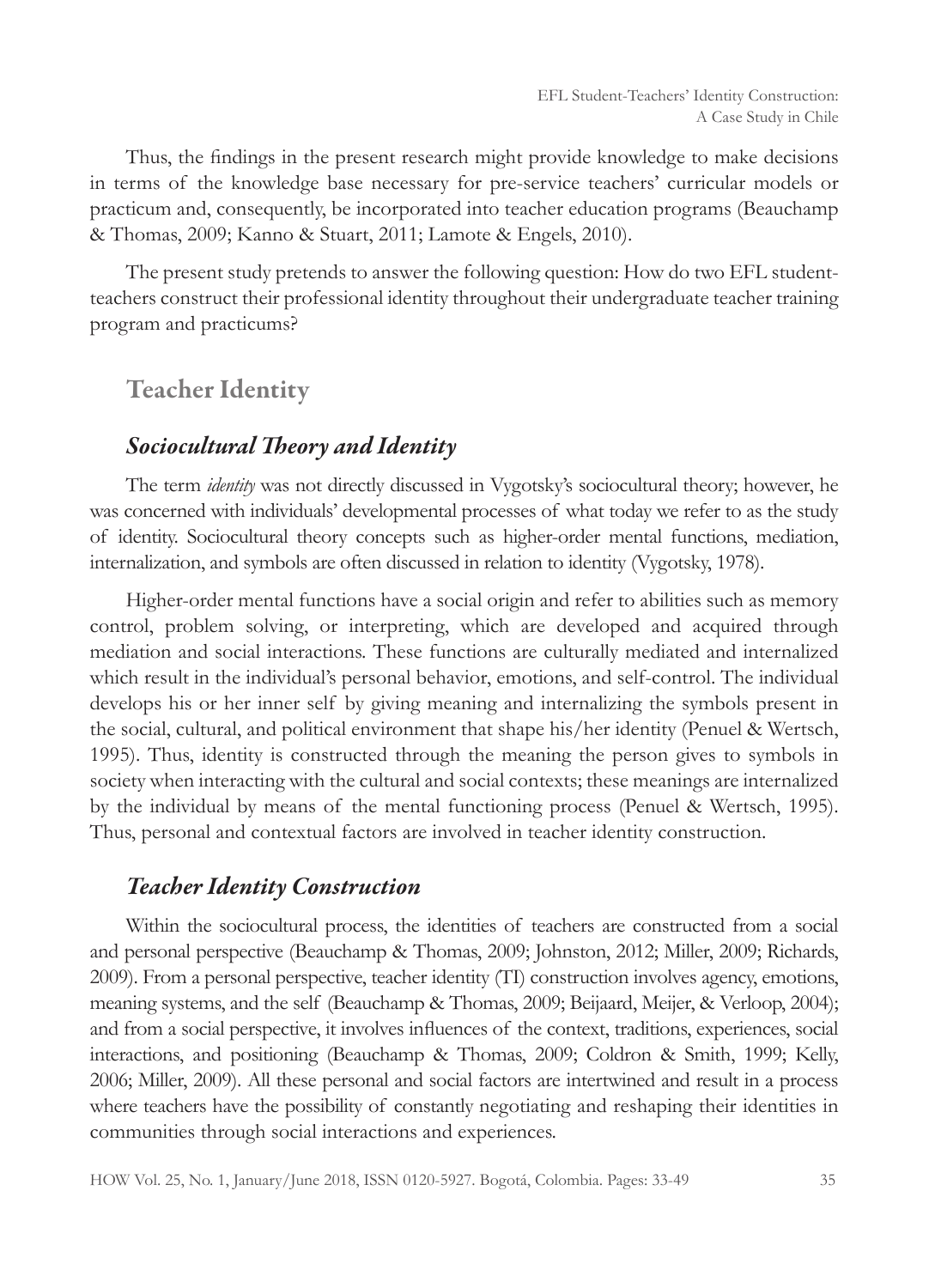Thus, the findings in the present research might provide knowledge to make decisions in terms of the knowledge base necessary for pre-service teachers' curricular models or practicum and, consequently, be incorporated into teacher education programs (Beauchamp & Thomas, 2009; Kanno & Stuart, 2011; Lamote & Engels, 2010).

The present study pretends to answer the following question: How do two EFL student-teachers construct their professional identity throughout their undergraduate teacher training program and practicums?

## Teacher Identity

### *Sociocultural Theory and Identity*

The term *identity* was not directly discussed in Vygotsky's sociocultural theory; however, he was concerned with individuals' developmental processes of what today we refer to as the study of identity. Sociocultural theory concepts such as higher-order mental functions, mediation, internalization, and symbols are often discussed in relation to identity (Vygotsky, 1978).

Higher-order mental functions have a social origin and refer to abilities such as memory control, problem solving, or interpreting, which are developed and acquired through mediation and social interactions. These functions are culturally mediated and internalized which result in the individual's personal behavior, emotions, and self-control. The individual develops his or her inner self by giving meaning and internalizing the symbols present in the social, cultural, and political environment that shape his/her identity (Penuel & Wertsch, 1995). Thus, identity is constructed through the meaning the person gives to symbols in society when interacting with the cultural and social contexts; these meanings are internalized by the individual by means of the mental functioning process (Penuel & Wertsch, 1995). Thus, personal and contextual factors are involved in teacher identity construction.

### *Teacher Identity Construction*

Within the sociocultural process, the identities of teachers are constructed from a social and personal perspective (Beauchamp & Thomas, 2009; Johnston, 2012; Miller, 2009; Richards, 2009). From a personal perspective, teacher identity (TI) construction involves agency, emotions, meaning systems, and the self (Beauchamp & Thomas, 2009; Beijaard, Meijer, & Verloop, 2004); and from a social perspective, it involves influences of the context, traditions, experiences, social interactions, and positioning (Beauchamp & Thomas, 2009; Coldron & Smith, 1999; Kelly, 2006; Miller, 2009). All these personal and social factors are intertwined and result in a process where teachers have the possibility of constantly negotiating and reshaping their identities in communities through social interactions and experiences.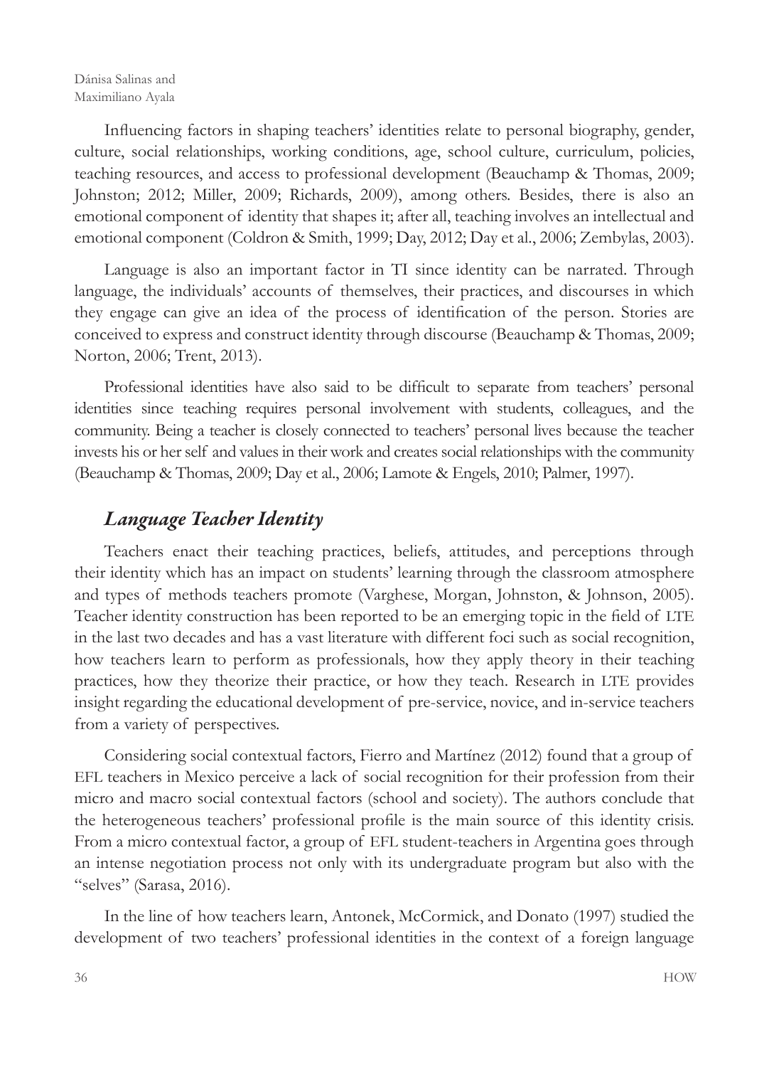Influencing factors in shaping teachers' identities relate to personal biography, gender, culture, social relationships, working conditions, age, school culture, curriculum, policies, teaching resources, and access to professional development (Beauchamp & Thomas, 2009; Johnston; 2012; Miller, 2009; Richards, 2009), among others. Besides, there is also an emotional component of identity that shapes it; after all, teaching involves an intellectual and emotional component (Coldron & Smith, 1999; Day, 2012; Day et al., 2006; Zembylas, 2003).

Language is also an important factor in TI since identity can be narrated. Through language, the individuals' accounts of themselves, their practices, and discourses in which they engage can give an idea of the process of identification of the person. Stories are conceived to express and construct identity through discourse (Beauchamp & Thomas, 2009; Norton, 2006; Trent, 2013).

Professional identities have also said to be difficult to separate from teachers' personal identities since teaching requires personal involvement with students, colleagues, and the community. Being a teacher is closely connected to teachers' personal lives because the teacher invests his or her self and values in their work and creates social relationships with the community (Beauchamp & Thomas, 2009; Day et al., 2006; Lamote & Engels, 2010; Palmer, 1997).

## *Language Teacher Identity*

Teachers enact their teaching practices, beliefs, attitudes, and perceptions through their identity which has an impact on students' learning through the classroom atmosphere and types of methods teachers promote (Varghese, Morgan, Johnston, & Johnson, 2005). Teacher identity construction has been reported to be an emerging topic in the field of LTE in the last two decades and has a vast literature with different foci such as social recognition, how teachers learn to perform as professionals, how they apply theory in their teaching practices, how they theorize their practice, or how they teach. Research in LTE provides insight regarding the educational development of pre-service, novice, and in-service teachers from a variety of perspectives.

Considering social contextual factors, Fierro and Martínez (2012) found that a group of EFL teachers in Mexico perceive a lack of social recognition for their profession from their micro and macro social contextual factors (school and society). The authors conclude that the heterogeneous teachers' professional profile is the main source of this identity crisis. From a micro contextual factor, a group of EFL student-teachers in Argentina goes through an intense negotiation process not only with its undergraduate program but also with the "selves" (Sarasa, 2016).

In the line of how teachers learn, Antonek, McCormick, and Donato (1997) studied the development of two teachers' professional identities in the context of a foreign language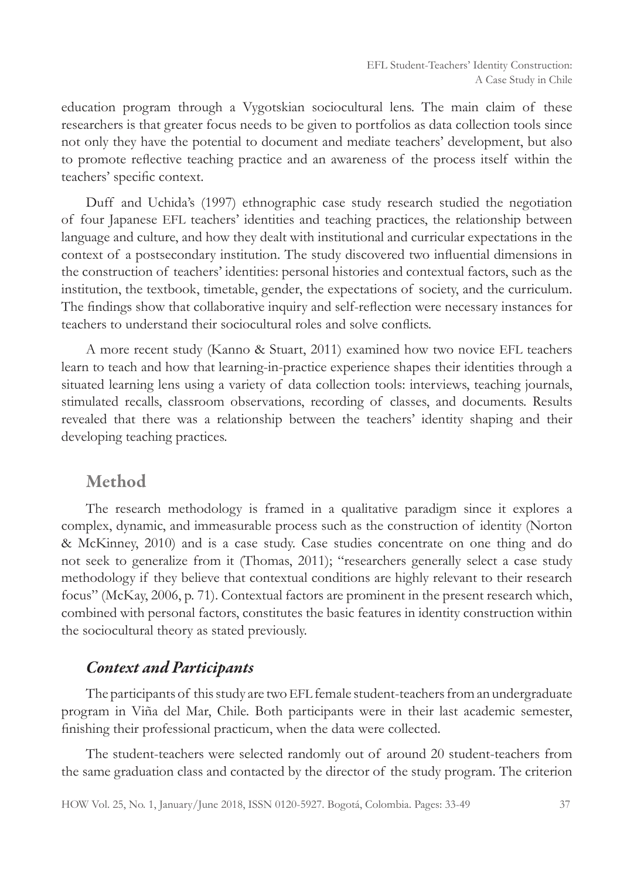education program through a Vygotskian sociocultural lens. The main claim of these researchers is that greater focus needs to be given to portfolios as data collection tools since not only they have the potential to document and mediate teachers' development, but also to promote reflective teaching practice and an awareness of the process itself within the teachers' specific context.

Duff and Uchida's (1997) ethnographic case study research studied the negotiation of four Japanese EFL teachers' identities and teaching practices, the relationship between language and culture, and how they dealt with institutional and curricular expectations in the context of a postsecondary institution. The study discovered two influential dimensions in the construction of teachers' identities: personal histories and contextual factors, such as the institution, the textbook, timetable, gender, the expectations of society, and the curriculum. The findings show that collaborative inquiry and self-reflection were necessary instances for teachers to understand their sociocultural roles and solve conflicts.

A more recent study (Kanno & Stuart, 2011) examined how two novice EFL teachers learn to teach and how that learning-in-practice experience shapes their identities through a situated learning lens using a variety of data collection tools: interviews, teaching journals, stimulated recalls, classroom observations, recording of classes, and documents. Results revealed that there was a relationship between the teachers' identity shaping and their developing teaching practices.

## Method

The research methodology is framed in a qualitative paradigm since it explores a complex, dynamic, and immeasurable process such as the construction of identity (Norton & McKinney, 2010) and is a case study. Case studies concentrate on one thing and do not seek to generalize from it (Thomas, 2011); "researchers generally select a case study methodology if they believe that contextual conditions are highly relevant to their research focus" (McKay, 2006, p. 71). Contextual factors are prominent in the present research which, combined with personal factors, constitutes the basic features in identity construction within the sociocultural theory as stated previously.

### *Context and Participants*

The participants of this study are two EFL female student-teachers from an undergraduate program in Viña del Mar, Chile. Both participants were in their last academic semester, finishing their professional practicum, when the data were collected.

The student-teachers were selected randomly out of around 20 student-teachers from the same graduation class and contacted by the director of the study program. The criterion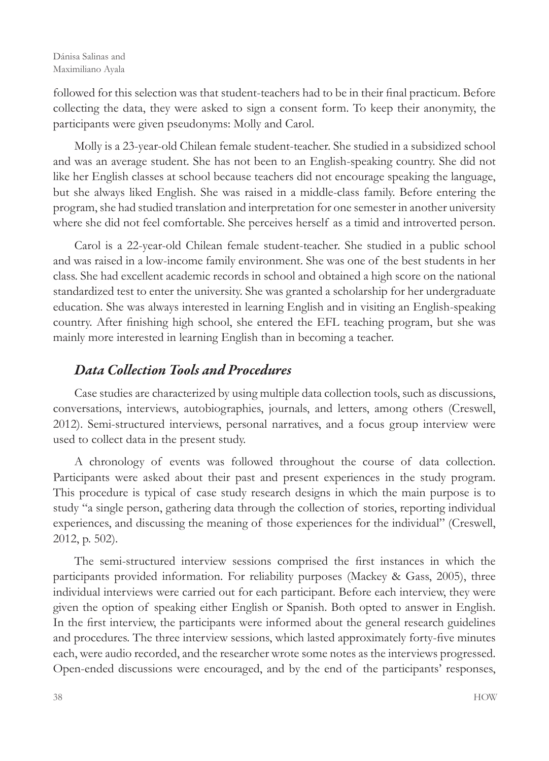followed for this selection was that student-teachers had to be in their final practicum. Before collecting the data, they were asked to sign a consent form. To keep their anonymity, the participants were given pseudonyms: Molly and Carol.

Molly is a 23-year-old Chilean female student-teacher. She studied in a subsidized school and was an average student. She has not been to an English-speaking country. She did not like her English classes at school because teachers did not encourage speaking the language, but she always liked English. She was raised in a middle-class family. Before entering the program, she had studied translation and interpretation for one semester in another university where she did not feel comfortable. She perceives herself as a timid and introverted person.

Carol is a 22-year-old Chilean female student-teacher. She studied in a public school and was raised in a low-income family environment. She was one of the best students in her class. She had excellent academic records in school and obtained a high score on the national standardized test to enter the university. She was granted a scholarship for her undergraduate education. She was always interested in learning English and in visiting an English-speaking country. After finishing high school, she entered the EFL teaching program, but she was mainly more interested in learning English than in becoming a teacher.

## *Data Collection Tools and Procedures*

Case studies are characterized by using multiple data collection tools, such as discussions, conversations, interviews, autobiographies, journals, and letters, among others (Creswell, 2012). Semi-structured interviews, personal narratives, and a focus group interview were used to collect data in the present study.

A chronology of events was followed throughout the course of data collection. Participants were asked about their past and present experiences in the study program. This procedure is typical of case study research designs in which the main purpose is to study "a single person, gathering data through the collection of stories, reporting individual experiences, and discussing the meaning of those experiences for the individual" (Creswell, 2012, p. 502).

The semi-structured interview sessions comprised the first instances in which the participants provided information. For reliability purposes (Mackey & Gass, 2005), three individual interviews were carried out for each participant. Before each interview, they were given the option of speaking either English or Spanish. Both opted to answer in English. In the first interview, the participants were informed about the general research guidelines and procedures. The three interview sessions, which lasted approximately forty-five minutes each, were audio recorded, and the researcher wrote some notes as the interviews progressed. Open-ended discussions were encouraged, and by the end of the participants' responses,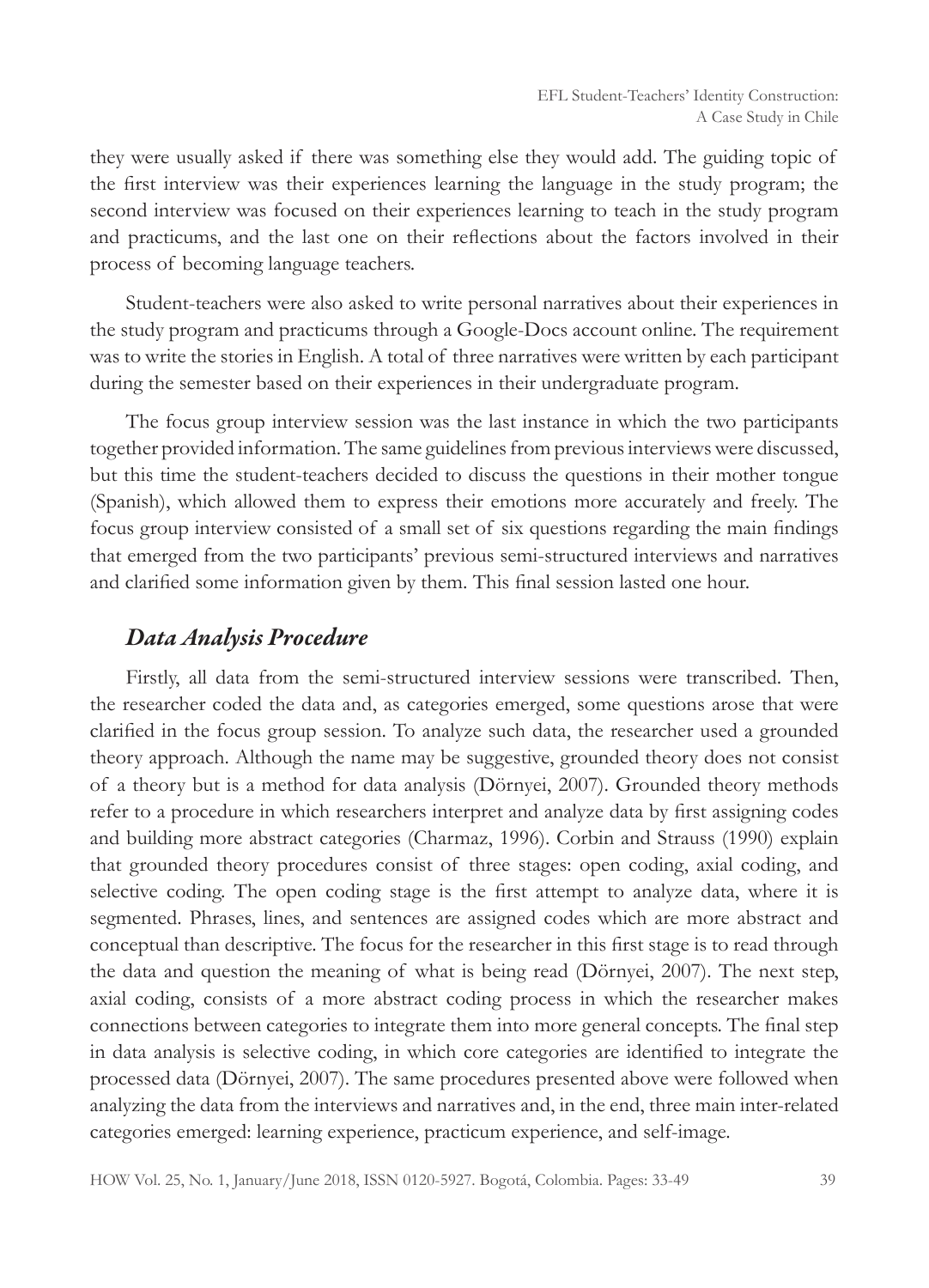they were usually asked if there was something else they would add. The guiding topic of the first interview was their experiences learning the language in the study program; the second interview was focused on their experiences learning to teach in the study program and practicums, and the last one on their reflections about the factors involved in their process of becoming language teachers.

Student-teachers were also asked to write personal narratives about their experiences in the study program and practicums through a Google-Docs account online. The requirement was to write the stories in English. A total of three narratives were written by each participant during the semester based on their experiences in their undergraduate program.

The focus group interview session was the last instance in which the two participants together provided information. The same guidelines from previous interviews were discussed, but this time the student-teachers decided to discuss the questions in their mother tongue (Spanish), which allowed them to express their emotions more accurately and freely. The focus group interview consisted of a small set of six questions regarding the main findings that emerged from the two participants' previous semi-structured interviews and narratives and clarified some information given by them. This final session lasted one hour.

## *Data Analysis Procedure*

Firstly, all data from the semi-structured interview sessions were transcribed. Then, the researcher coded the data and, as categories emerged, some questions arose that were clarified in the focus group session. To analyze such data, the researcher used a grounded theory approach. Although the name may be suggestive, grounded theory does not consist of a theory but is a method for data analysis (Dörnyei, 2007). Grounded theory methods refer to a procedure in which researchers interpret and analyze data by first assigning codes and building more abstract categories (Charmaz, 1996). Corbin and Strauss (1990) explain that grounded theory procedures consist of three stages: open coding, axial coding, and selective coding. The open coding stage is the first attempt to analyze data, where it is segmented. Phrases, lines, and sentences are assigned codes which are more abstract and conceptual than descriptive. The focus for the researcher in this first stage is to read through the data and question the meaning of what is being read (Dörnyei, 2007). The next step, axial coding, consists of a more abstract coding process in which the researcher makes connections between categories to integrate them into more general concepts. The final step in data analysis is selective coding, in which core categories are identified to integrate the processed data (Dörnyei, 2007). The same procedures presented above were followed when analyzing the data from the interviews and narratives and, in the end, three main inter-related categories emerged: learning experience, practicum experience, and self-image.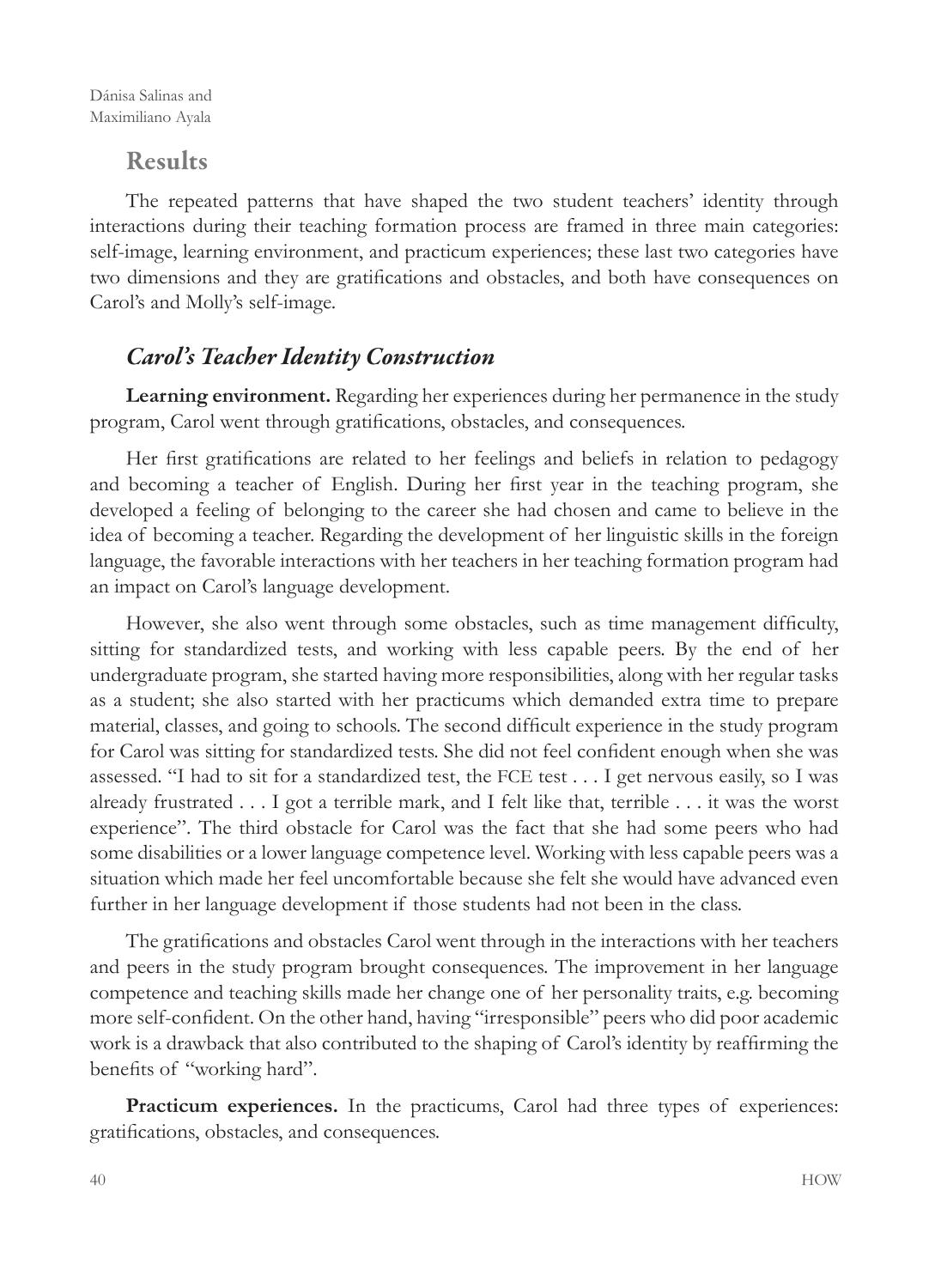## Results

The repeated patterns that have shaped the two student teachers' identity through interactions during their teaching formation process are framed in three main categories: self-image, learning environment, and practicum experiences; these last two categories have two dimensions and they are gratifications and obstacles, and both have consequences on Carol's and Molly's self-image.

### *Carol's Teacher Identity Construction*

**Learning environment.** Regarding her experiences during her permanence in the study program, Carol went through gratifications, obstacles, and consequences.

Her first gratifications are related to her feelings and beliefs in relation to pedagogy and becoming a teacher of English. During her first year in the teaching program, she developed a feeling of belonging to the career she had chosen and came to believe in the idea of becoming a teacher. Regarding the development of her linguistic skills in the foreign language, the favorable interactions with her teachers in her teaching formation program had an impact on Carol's language development.

However, she also went through some obstacles, such as time management difficulty, sitting for standardized tests, and working with less capable peers. By the end of her undergraduate program, she started having more responsibilities, along with her regular tasks as a student; she also started with her practicums which demanded extra time to prepare material, classes, and going to schools. The second difficult experience in the study program for Carol was sitting for standardized tests. She did not feel confident enough when she was assessed. "I had to sit for a standardized test, the FCE test . . . I get nervous easily, so I was already frustrated . . . I got a terrible mark, and I felt like that, terrible . . . it was the worst experience". The third obstacle for Carol was the fact that she had some peers who had some disabilities or a lower language competence level. Working with less capable peers was a situation which made her feel uncomfortable because she felt she would have advanced even further in her language development if those students had not been in the class.

The gratifications and obstacles Carol went through in the interactions with her teachers and peers in the study program brought consequences. The improvement in her language competence and teaching skills made her change one of her personality traits, e.g. becoming more self-confident. On the other hand, having "irresponsible" peers who did poor academic work is a drawback that also contributed to the shaping of Carol's identity by reaffirming the benefits of "working hard".

**Practicum experiences.** In the practicums, Carol had three types of experiences: gratifications, obstacles, and consequences.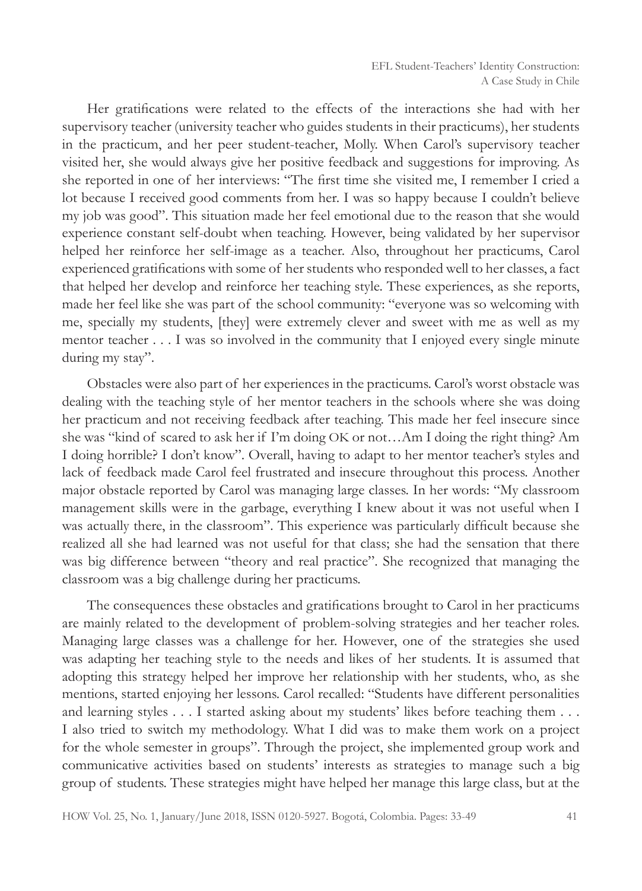Her gratifications were related to the effects of the interactions she had with her supervisory teacher (university teacher who guides students in their practicums), her students in the practicum, and her peer student-teacher, Molly. When Carol's supervisory teacher visited her, she would always give her positive feedback and suggestions for improving. As she reported in one of her interviews: "The first time she visited me, I remember I cried a lot because I received good comments from her. I was so happy because I couldn't believe my job was good". This situation made her feel emotional due to the reason that she would experience constant self-doubt when teaching. However, being validated by her supervisor helped her reinforce her self-image as a teacher. Also, throughout her practicums, Carol experienced gratifications with some of her students who responded well to her classes, a fact that helped her develop and reinforce her teaching style. These experiences, as she reports, made her feel like she was part of the school community: "everyone was so welcoming with me, specially my students, [they] were extremely clever and sweet with me as well as my mentor teacher . . . I was so involved in the community that I enjoyed every single minute during my stay".

Obstacles were also part of her experiences in the practicums. Carol's worst obstacle was dealing with the teaching style of her mentor teachers in the schools where she was doing her practicum and not receiving feedback after teaching. This made her feel insecure since she was "kind of scared to ask her if I'm doing OK or not…Am I doing the right thing? Am I doing horrible? I don't know". Overall, having to adapt to her mentor teacher's styles and lack of feedback made Carol feel frustrated and insecure throughout this process. Another major obstacle reported by Carol was managing large classes. In her words: "My classroom management skills were in the garbage, everything I knew about it was not useful when I was actually there, in the classroom". This experience was particularly difficult because she realized all she had learned was not useful for that class; she had the sensation that there was big difference between "theory and real practice". She recognized that managing the classroom was a big challenge during her practicums.

The consequences these obstacles and gratifications brought to Carol in her practicums are mainly related to the development of problem-solving strategies and her teacher roles. Managing large classes was a challenge for her. However, one of the strategies she used was adapting her teaching style to the needs and likes of her students. It is assumed that adopting this strategy helped her improve her relationship with her students, who, as she mentions, started enjoying her lessons. Carol recalled: "Students have different personalities and learning styles . . . I started asking about my students' likes before teaching them . . . I also tried to switch my methodology. What I did was to make them work on a project for the whole semester in groups". Through the project, she implemented group work and communicative activities based on students' interests as strategies to manage such a big group of students. These strategies might have helped her manage this large class, but at the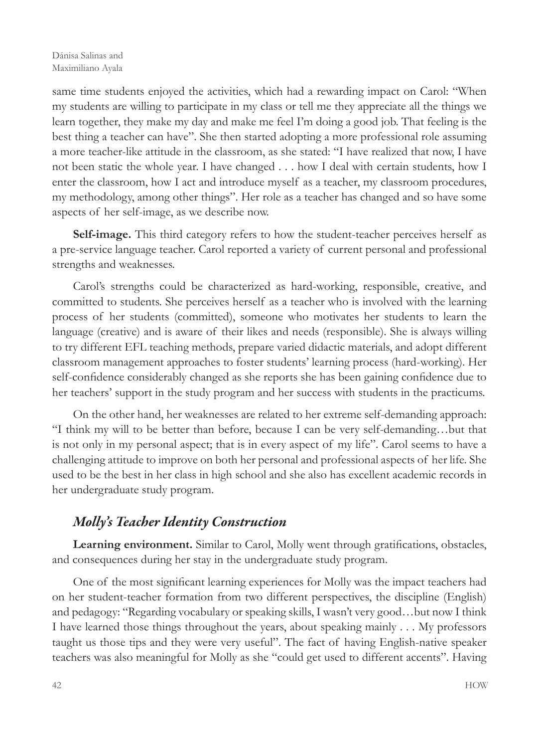same time students enjoyed the activities, which had a rewarding impact on Carol: "When my students are willing to participate in my class or tell me they appreciate all the things we learn together, they make my day and make me feel I'm doing a good job. That feeling is the best thing a teacher can have". She then started adopting a more professional role assuming a more teacher-like attitude in the classroom, as she stated: "I have realized that now, I have not been static the whole year. I have changed . . . how I deal with certain students, how I enter the classroom, how I act and introduce myself as a teacher, my classroom procedures, my methodology, among other things". Her role as a teacher has changed and so have some aspects of her self-image, as we describe now.

**Self-image.** This third category refers to how the student-teacher perceives herself as a pre-service language teacher. Carol reported a variety of current personal and professional strengths and weaknesses.

Carol's strengths could be characterized as hard-working, responsible, creative, and committed to students. She perceives herself as a teacher who is involved with the learning process of her students (committed), someone who motivates her students to learn the language (creative) and is aware of their likes and needs (responsible). She is always willing to try different EFL teaching methods, prepare varied didactic materials, and adopt different classroom management approaches to foster students' learning process (hard-working). Her self-confidence considerably changed as she reports she has been gaining confidence due to her teachers' support in the study program and her success with students in the practicums.

On the other hand, her weaknesses are related to her extreme self-demanding approach: "I think my will to be better than before, because I can be very self-demanding…but that is not only in my personal aspect; that is in every aspect of my life". Carol seems to have a challenging attitude to improve on both her personal and professional aspects of her life. She used to be the best in her class in high school and she also has excellent academic records in her undergraduate study program.

### *Molly's Teacher Identity Construction*

**Learning environment.** Similar to Carol, Molly went through gratifications, obstacles, and consequences during her stay in the undergraduate study program.

One of the most significant learning experiences for Molly was the impact teachers had on her student-teacher formation from two different perspectives, the discipline (English) and pedagogy: "Regarding vocabulary or speaking skills, I wasn't very good…but now I think I have learned those things throughout the years, about speaking mainly . . . My professors taught us those tips and they were very useful". The fact of having English-native speaker teachers was also meaningful for Molly as she "could get used to different accents". Having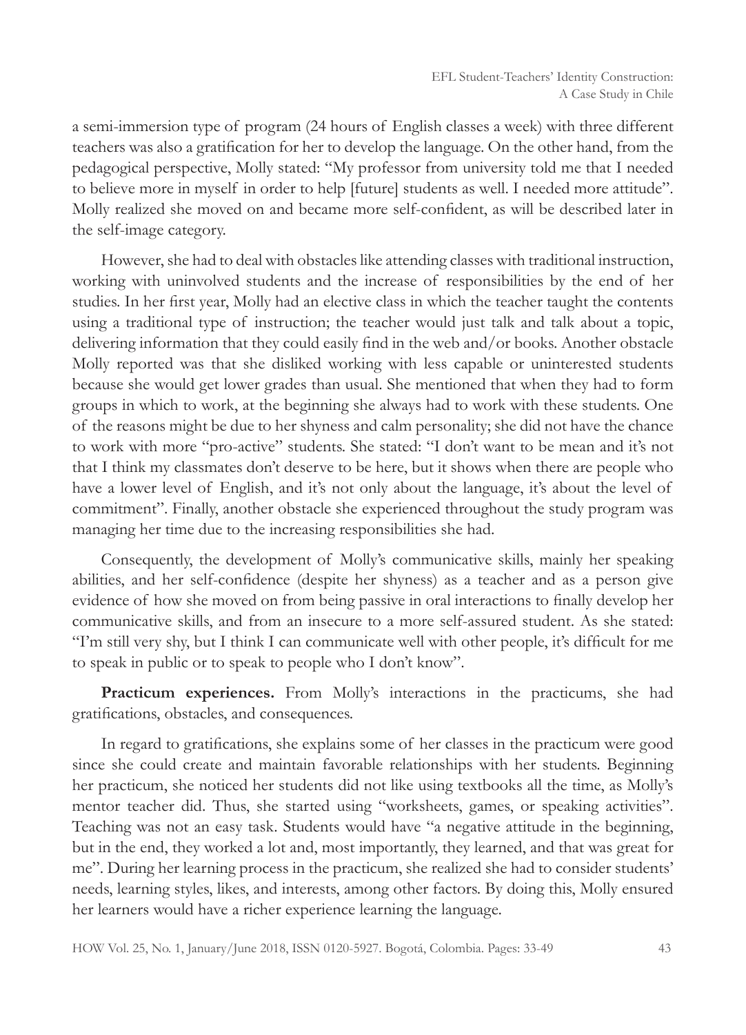a semi-immersion type of program (24 hours of English classes a week) with three different teachers was also a gratification for her to develop the language. On the other hand, from the pedagogical perspective, Molly stated: "My professor from university told me that I needed to believe more in myself in order to help [future] students as well. I needed more attitude". Molly realized she moved on and became more self-confident, as will be described later in the self-image category.

However, she had to deal with obstacles like attending classes with traditional instruction, working with uninvolved students and the increase of responsibilities by the end of her studies. In her first year, Molly had an elective class in which the teacher taught the contents using a traditional type of instruction; the teacher would just talk and talk about a topic, delivering information that they could easily find in the web and/or books. Another obstacle Molly reported was that she disliked working with less capable or uninterested students because she would get lower grades than usual. She mentioned that when they had to form groups in which to work, at the beginning she always had to work with these students. One of the reasons might be due to her shyness and calm personality; she did not have the chance to work with more "pro-active" students. She stated: "I don't want to be mean and it's not that I think my classmates don't deserve to be here, but it shows when there are people who have a lower level of English, and it's not only about the language, it's about the level of commitment". Finally, another obstacle she experienced throughout the study program was managing her time due to the increasing responsibilities she had.

Consequently, the development of Molly's communicative skills, mainly her speaking abilities, and her self-confidence (despite her shyness) as a teacher and as a person give evidence of how she moved on from being passive in oral interactions to finally develop her communicative skills, and from an insecure to a more self-assured student. As she stated: "I'm still very shy, but I think I can communicate well with other people, it's difficult for me to speak in public or to speak to people who I don't know".

**Practicum experiences.** From Molly's interactions in the practicums, she had gratifications, obstacles, and consequences.

In regard to gratifications, she explains some of her classes in the practicum were good since she could create and maintain favorable relationships with her students. Beginning her practicum, she noticed her students did not like using textbooks all the time, as Molly's mentor teacher did. Thus, she started using "worksheets, games, or speaking activities". Teaching was not an easy task. Students would have "a negative attitude in the beginning, but in the end, they worked a lot and, most importantly, they learned, and that was great for me". During her learning process in the practicum, she realized she had to consider students' needs, learning styles, likes, and interests, among other factors. By doing this, Molly ensured her learners would have a richer experience learning the language.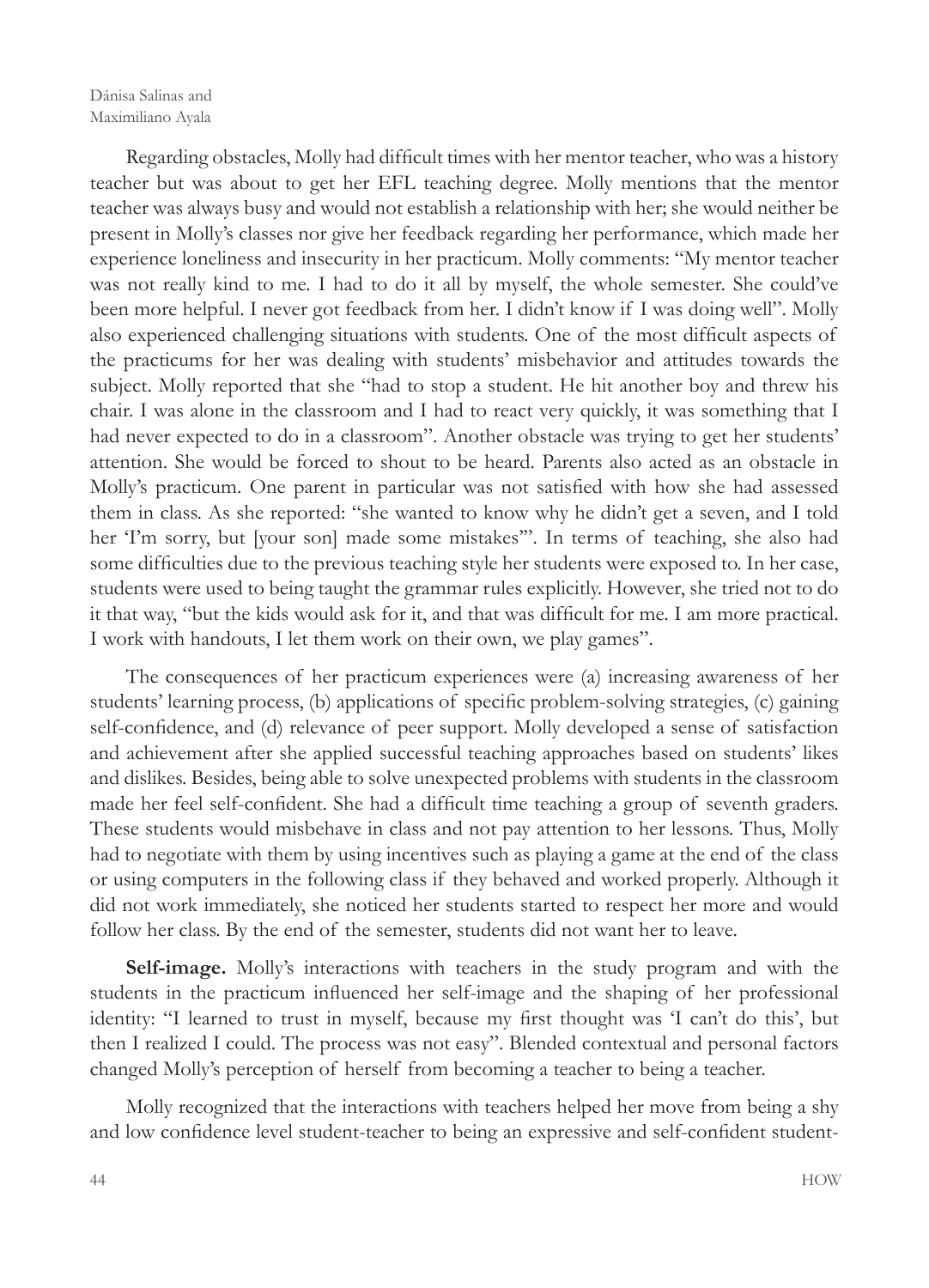Regarding obstacles, Molly had difficult times with her mentor teacher, who was a history teacher but was about to get her EFL teaching degree. Molly mentions that the mentor teacher was always busy and would not establish a relationship with her; she would neither be present in Molly's classes nor give her feedback regarding her performance, which made her experience loneliness and insecurity in her practicum. Molly comments: "My mentor teacher was not really kind to me. I had to do it all by myself, the whole semester. She could've been more helpful. I never got feedback from her. I didn't know if I was doing well". Molly also experienced challenging situations with students. One of the most difficult aspects of the practicums for her was dealing with students' misbehavior and attitudes towards the subject. Molly reported that she "had to stop a student. He hit another boy and threw his chair. I was alone in the classroom and I had to react very quickly, it was something that I had never expected to do in a classroom". Another obstacle was trying to get her students' attention. She would be forced to shout to be heard. Parents also acted as an obstacle in Molly's practicum. One parent in particular was not satisfied with how she had assessed them in class. As she reported: "she wanted to know why he didn't get a seven, and I told her 'I'm sorry, but [your son] made some mistakes'". In terms of teaching, she also had some difficulties due to the previous teaching style her students were exposed to. In her case, students were used to being taught the grammar rules explicitly. However, she tried not to do it that way, "but the kids would ask for it, and that was difficult for me. I am more practical. I work with handouts, I let them work on their own, we play games".

The consequences of her practicum experiences were (a) increasing awareness of her students' learning process, (b) applications of specific problem-solving strategies, (c) gaining self-confidence, and (d) relevance of peer support. Molly developed a sense of satisfaction and achievement after she applied successful teaching approaches based on students' likes and dislikes. Besides, being able to solve unexpected problems with students in the classroom made her feel self-confident. She had a difficult time teaching a group of seventh graders. These students would misbehave in class and not pay attention to her lessons. Thus, Molly had to negotiate with them by using incentives such as playing a game at the end of the class or using computers in the following class if they behaved and worked properly. Although it did not work immediately, she noticed her students started to respect her more and would follow her class. By the end of the semester, students did not want her to leave.

**Self-image.** Molly's interactions with teachers in the study program and with the students in the practicum influenced her self-image and the shaping of her professional identity: "I learned to trust in myself, because my first thought was 'I can't do this', but then I realized I could. The process was not easy". Blended contextual and personal factors changed Molly's perception of herself from becoming a teacher to being a teacher.

Molly recognized that the interactions with teachers helped her move from being a shy and low confidence level student-teacher to being an expressive and self-confident student-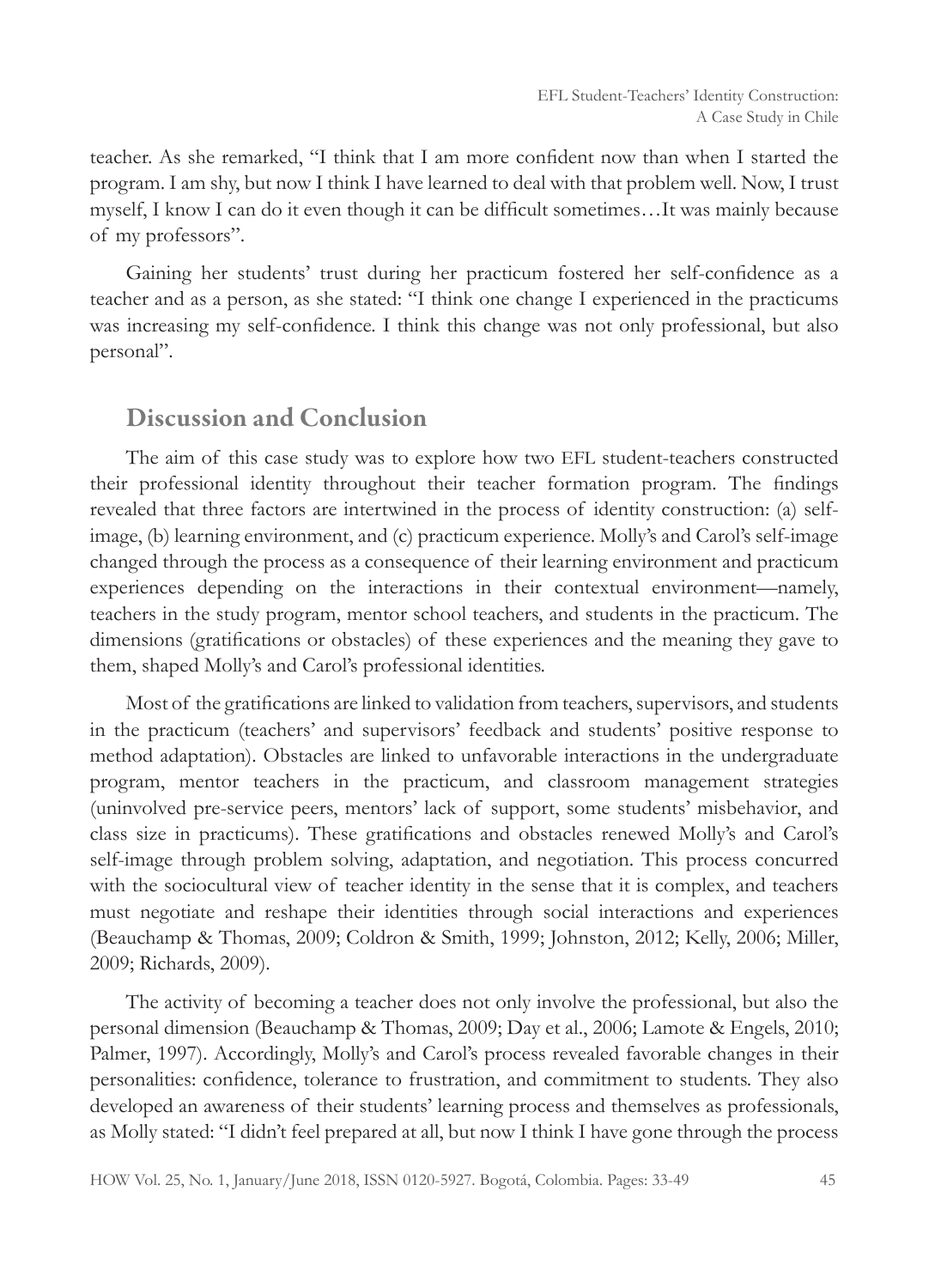teacher. As she remarked, "I think that I am more confident now than when I started the program. I am shy, but now I think I have learned to deal with that problem well. Now, I trust myself, I know I can do it even though it can be difficult sometimes…It was mainly because of my professors".

Gaining her students' trust during her practicum fostered her self-confidence as a teacher and as a person, as she stated: "I think one change I experienced in the practicums was increasing my self-confidence. I think this change was not only professional, but also personal".

## Discussion and Conclusion

The aim of this case study was to explore how two EFL student-teachers constructed their professional identity throughout their teacher formation program. The findings revealed that three factors are intertwined in the process of identity construction: (a) self-image, (b) learning environment, and (c) practicum experience. Molly's and Carol's self-image changed through the process as a consequence of their learning environment and practicum experiences depending on the interactions in their contextual environment—namely, teachers in the study program, mentor school teachers, and students in the practicum. The dimensions (gratifications or obstacles) of these experiences and the meaning they gave to them, shaped Molly's and Carol's professional identities.

Most of the gratifications are linked to validation from teachers, supervisors, and students in the practicum (teachers' and supervisors' feedback and students' positive response to method adaptation). Obstacles are linked to unfavorable interactions in the undergraduate program, mentor teachers in the practicum, and classroom management strategies (uninvolved pre-service peers, mentors' lack of support, some students' misbehavior, and class size in practicums). These gratifications and obstacles renewed Molly's and Carol's self-image through problem solving, adaptation, and negotiation. This process concurred with the sociocultural view of teacher identity in the sense that it is complex, and teachers must negotiate and reshape their identities through social interactions and experiences (Beauchamp & Thomas, 2009; Coldron & Smith, 1999; Johnston, 2012; Kelly, 2006; Miller, 2009; Richards, 2009).

The activity of becoming a teacher does not only involve the professional, but also the personal dimension (Beauchamp & Thomas, 2009; Day et al., 2006; Lamote & Engels, 2010; Palmer, 1997). Accordingly, Molly's and Carol's process revealed favorable changes in their personalities: confidence, tolerance to frustration, and commitment to students. They also developed an awareness of their students' learning process and themselves as professionals, as Molly stated: "I didn't feel prepared at all, but now I think I have gone through the process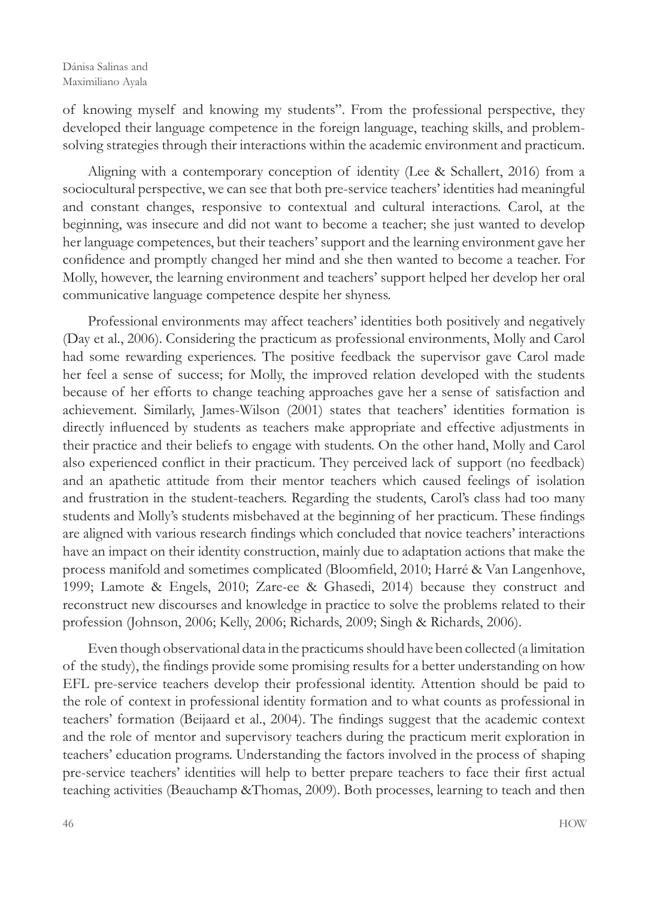of knowing myself and knowing my students". From the professional perspective, they developed their language competence in the foreign language, teaching skills, and problem-solving strategies through their interactions within the academic environment and practicum.

Aligning with a contemporary conception of identity (Lee & Schallert, 2016) from a sociocultural perspective, we can see that both pre-service teachers' identities had meaningful and constant changes, responsive to contextual and cultural interactions. Carol, at the beginning, was insecure and did not want to become a teacher; she just wanted to develop her language competences, but their teachers' support and the learning environment gave her confidence and promptly changed her mind and she then wanted to become a teacher. For Molly, however, the learning environment and teachers' support helped her develop her oral communicative language competence despite her shyness.

Professional environments may affect teachers' identities both positively and negatively (Day et al., 2006). Considering the practicum as professional environments, Molly and Carol had some rewarding experiences. The positive feedback the supervisor gave Carol made her feel a sense of success; for Molly, the improved relation developed with the students because of her efforts to change teaching approaches gave her a sense of satisfaction and achievement. Similarly, James-Wilson (2001) states that teachers' identities formation is directly influenced by students as teachers make appropriate and effective adjustments in their practice and their beliefs to engage with students. On the other hand, Molly and Carol also experienced conflict in their practicum. They perceived lack of support (no feedback) and an apathetic attitude from their mentor teachers which caused feelings of isolation and frustration in the student-teachers. Regarding the students, Carol's class had too many students and Molly's students misbehaved at the beginning of her practicum. These findings are aligned with various research findings which concluded that novice teachers' interactions have an impact on their identity construction, mainly due to adaptation actions that make the process manifold and sometimes complicated (Bloomfield, 2010; Harré & Van Langenhove, 1999; Lamote & Engels, 2010; Zare-ee & Ghasedi, 2014) because they construct and reconstruct new discourses and knowledge in practice to solve the problems related to their profession (Johnson, 2006; Kelly, 2006; Richards, 2009; Singh & Richards, 2006).

Even though observational data in the practicums should have been collected (a limitation of the study), the findings provide some promising results for a better understanding on how EFL pre-service teachers develop their professional identity. Attention should be paid to the role of context in professional identity formation and to what counts as professional in teachers' formation (Beijaard et al., 2004). The findings suggest that the academic context and the role of mentor and supervisory teachers during the practicum merit exploration in teachers' education programs. Understanding the factors involved in the process of shaping pre-service teachers' identities will help to better prepare teachers to face their first actual teaching activities (Beauchamp &Thomas, 2009). Both processes, learning to teach and then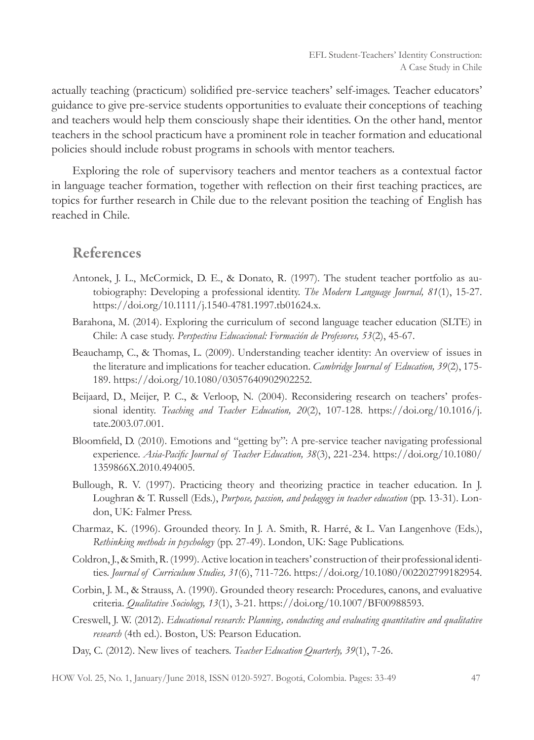actually teaching (practicum) solidified pre-service teachers' self-images. Teacher educators' guidance to give pre-service students opportunities to evaluate their conceptions of teaching and teachers would help them consciously shape their identities. On the other hand, mentor teachers in the school practicum have a prominent role in teacher formation and educational policies should include robust programs in schools with mentor teachers.

Exploring the role of supervisory teachers and mentor teachers as a contextual factor in language teacher formation, together with reflection on their first teaching practices, are topics for further research in Chile due to the relevant position the teaching of English has reached in Chile.

## References

Antonek, J. L., McCormick, D. E., & Donato, R. (1997). The student teacher portfolio as autobiography: Developing a professional identity. *The Modern Language Journal, 81*(1), 15-27. https://doi.org/10.1111/j.1540-4781.1997.tb01624.x.

Barahona, M. (2014). Exploring the curriculum of second language teacher education (SLTE) in Chile: A case study. *Perspectiva Educacional: Formación de Profesores, 53*(2), 45-67.

Beauchamp, C., & Thomas, L. (2009). Understanding teacher identity: An overview of issues in the literature and implications for teacher education. *Cambridge Journal of Education, 39*(2), 175-189. https://doi.org/10.1080/03057640902902252.

Beijaard, D., Meijer, P. C., & Verloop, N. (2004). Reconsidering research on teachers' professional identity. *Teaching and Teacher Education, 20*(2), 107-128. https://doi.org/10.1016/j.tate.2003.07.001.

Bloomfield, D. (2010). Emotions and "getting by": A pre-service teacher navigating professional experience. *Asia-Pacific Journal of Teacher Education, 38*(3), 221-234. https://doi.org/10.1080/1359866X.2010.494005.

Bullough, R. V. (1997). Practicing theory and theorizing practice in teacher education. In J. Loughran & T. Russell (Eds.), *Purpose, passion, and pedagogy in teacher education* (pp. 13-31). London, UK: Falmer Press.

Charmaz, K. (1996). Grounded theory. In J. A. Smith, R. Harré, & L. Van Langenhove (Eds.), *Rethinking methods in psychology* (pp. 27-49). London, UK: Sage Publications.

Coldron, J., & Smith, R. (1999). Active location in teachers' construction of their professional identities. *Journal of Curriculum Studies, 31*(6), 711-726. https://doi.org/10.1080/002202799182954.

Corbin, J. M., & Strauss, A. (1990). Grounded theory research: Procedures, canons, and evaluative criteria. *Qualitative Sociology, 13*(1), 3-21. https://doi.org/10.1007/BF00988593.

Creswell, J. W. (2012). *Educational research: Planning, conducting and evaluating quantitative and qualitative research* (4th ed.). Boston, US: Pearson Education.

Day, C. (2012). New lives of teachers. *Teacher Education Quarterly, 39*(1), 7-26.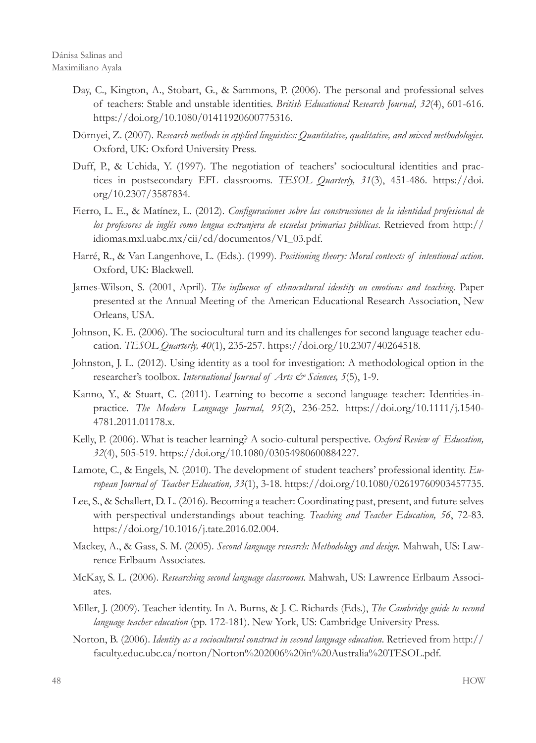Day, C., Kington, A., Stobart, G., & Sammons, P. (2006). The personal and professional selves of teachers: Stable and unstable identities. *British Educational Research Journal, 32*(4), 601-616. https://doi.org/10.1080/01411920600775316.

Dörnyei, Z. (2007). *Research methods in applied linguistics: Quantitative, qualitative, and mixed methodologies*. Oxford, UK: Oxford University Press.

Duff, P., & Uchida, Y. (1997). The negotiation of teachers' sociocultural identities and practices in postsecondary EFL classrooms. *TESOL Quarterly, 31*(3), 451-486. https://doi.org/10.2307/3587834.

Fierro, L. E., & Matínez, L. (2012). *Configuraciones sobre las construcciones de la identidad profesional de los profesores de inglés como lengua extranjera de escuelas primarias públicas*. Retrieved from http://idiomas.mxl.uabc.mx/cii/cd/documentos/VI_03.pdf.

Harré, R., & Van Langenhove, L. (Eds.). (1999). *Positioning theory: Moral contexts of intentional action*. Oxford, UK: Blackwell.

James-Wilson, S. (2001, April). *The influence of ethnocultural identity on emotions and teaching*. Paper presented at the Annual Meeting of the American Educational Research Association, New Orleans, USA.

Johnson, K. E. (2006). The sociocultural turn and its challenges for second language teacher education. *TESOL Quarterly, 40*(1), 235-257. https://doi.org/10.2307/40264518.

Johnston, J. L. (2012). Using identity as a tool for investigation: A methodological option in the researcher's toolbox. *International Journal of Arts & Sciences, 5*(5), 1-9.

Kanno, Y., & Stuart, C. (2011). Learning to become a second language teacher: Identities-in-practice. *The Modern Language Journal, 95*(2), 236-252. https://doi.org/10.1111/j.1540-4781.2011.01178.x.

Kelly, P. (2006). What is teacher learning? A socio-cultural perspective. *Oxford Review of Education, 32*(4), 505-519. https://doi.org/10.1080/03054980600884227.

Lamote, C., & Engels, N. (2010). The development of student teachers' professional identity. *European Journal of Teacher Education, 33*(1), 3-18. https://doi.org/10.1080/02619760903457735.

Lee, S., & Schallert, D. L. (2016). Becoming a teacher: Coordinating past, present, and future selves with perspectival understandings about teaching. *Teaching and Teacher Education, 56*, 72-83. https://doi.org/10.1016/j.tate.2016.02.004.

Mackey, A., & Gass, S. M. (2005). *Second language research: Methodology and design*. Mahwah, US: Lawrence Erlbaum Associates.

McKay, S. L. (2006). *Researching second language classrooms*. Mahwah, US: Lawrence Erlbaum Associates.

Miller, J. (2009). Teacher identity. In A. Burns, & J. C. Richards (Eds.), *The Cambridge guide to second language teacher education* (pp. 172-181). New York, US: Cambridge University Press.

Norton, B. (2006). *Identity as a sociocultural construct in second language education*. Retrieved from http://faculty.educ.ubc.ca/norton/Norton%202006%20in%20Australia%20TESOL.pdf.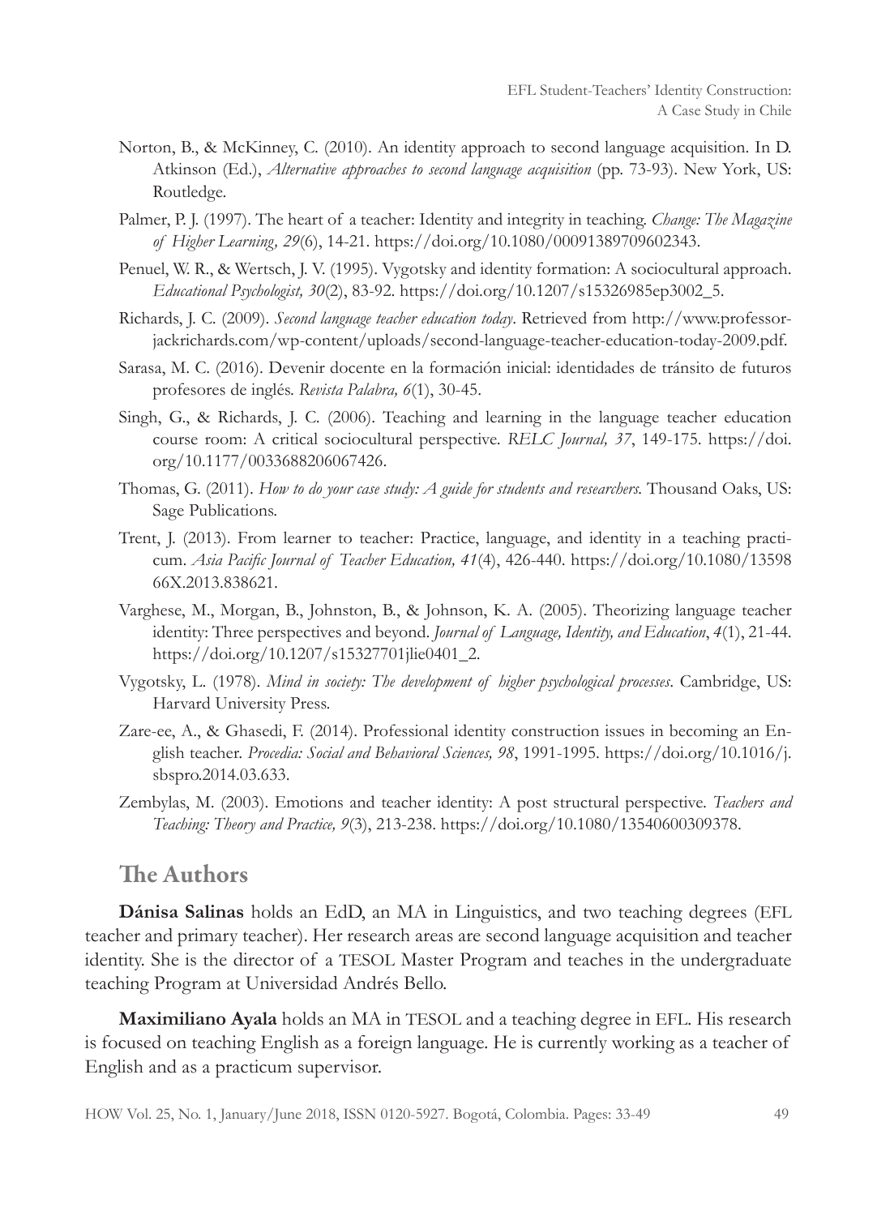Norton, B., & McKinney, C. (2010). An identity approach to second language acquisition. In D. Atkinson (Ed.), *Alternative approaches to second language acquisition* (pp. 73-93). New York, US: Routledge.

Palmer, P. J. (1997). The heart of a teacher: Identity and integrity in teaching. *Change: The Magazine of Higher Learning, 29*(6), 14-21. https://doi.org/10.1080/00091389709602343.

Penuel, W. R., & Wertsch, J. V. (1995). Vygotsky and identity formation: A sociocultural approach. *Educational Psychologist, 30*(2), 83-92. https://doi.org/10.1207/s15326985ep3002_5.

Richards, J. C. (2009). *Second language teacher education today*. Retrieved from http://www.professor-jackrichards.com/wp-content/uploads/second-language-teacher-education-today-2009.pdf.

Sarasa, M. C. (2016). Devenir docente en la formación inicial: identidades de tránsito de futuros profesores de inglés. *Revista Palabra, 6*(1), 30-45.

Singh, G., & Richards, J. C. (2006). Teaching and learning in the language teacher education course room: A critical sociocultural perspective. *RELC Journal, 37*, 149-175. https://doi.org/10.1177/0033688206067426.

Thomas, G. (2011). *How to do your case study: A guide for students and researchers.* Thousand Oaks, US: Sage Publications.

Trent, J. (2013). From learner to teacher: Practice, language, and identity in a teaching practicum. *Asia Pacific Journal of Teacher Education, 41*(4), 426-440. https://doi.org/10.1080/1359866X.2013.838621.

Varghese, M., Morgan, B., Johnston, B., & Johnson, K. A. (2005). Theorizing language teacher identity: Three perspectives and beyond. *Journal of Language, Identity, and Education*, *4*(1), 21-44. https://doi.org/10.1207/s15327701jlie0401_2.

Vygotsky, L. (1978). *Mind in society: The development of higher psychological processes*. Cambridge, US: Harvard University Press.

Zare-ee, A., & Ghasedi, F. (2014). Professional identity construction issues in becoming an English teacher. *Procedia: Social and Behavioral Sciences, 98*, 1991-1995. https://doi.org/10.1016/j.sbspro.2014.03.633.

Zembylas, M. (2003). Emotions and teacher identity: A post structural perspective. *Teachers and Teaching: Theory and Practice, 9*(3), 213-238. https://doi.org/10.1080/13540600309378.

## The Authors

**Dánisa Salinas** holds an EdD, an MA in Linguistics, and two teaching degrees (EFL teacher and primary teacher). Her research areas are second language acquisition and teacher identity. She is the director of a TESOL Master Program and teaches in the undergraduate teaching Program at Universidad Andrés Bello.

**Maximiliano Ayala** holds an MA in TESOL and a teaching degree in EFL. His research is focused on teaching English as a foreign language. He is currently working as a teacher of English and as a practicum supervisor.